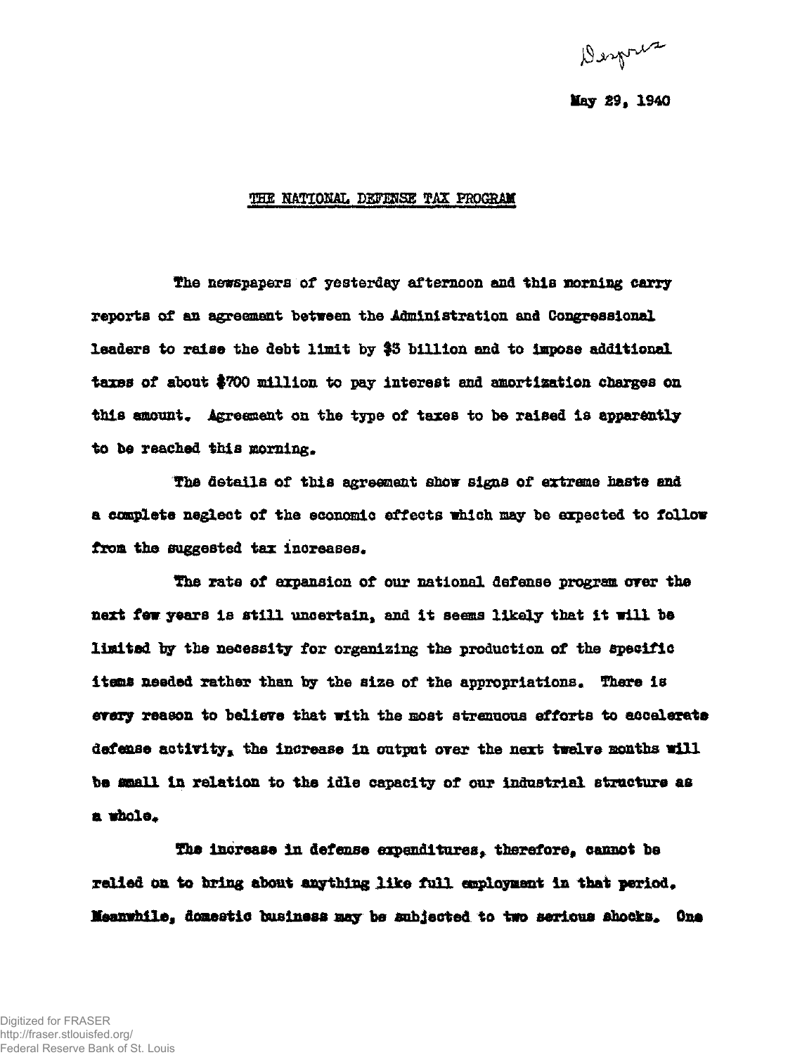Despres

May 29, 1940

THE NATIONAL DEFENSE TAX PROGRAM

The newspapers of yesterday afternoon and this morning carry reports of an agreement between the Administration and Congressional leaders to raise the debt limit by $3 billion and to impose additional taxes of about $700 million to pay interest and amortization charges on this amount. Agreement on the type of taxes to be raised is apparently to be reached this morning.

The details of this agreement show signs of extreme haste and a complete neglect of the economic effects which may be expected to follow from the suggested tax increases.

The rate of expansion of our national defense program over the next few years is still uncertain, and it seems likely that it will be limited by the necessity for organizing the production of the specific items needed rather than by the size of the appropriations. There is every reason to believe that with the most strenuous efforts to accelerate defense activity, the increase in output over the next twelve months will be small in relation to the idle capacity of our industrial structure as a whole.

The increase in defense expenditures, therefore, cannot be relied on to bring about anything like full employment in that period. Meanwhile, domestic business may be subjected to two serious shocks. One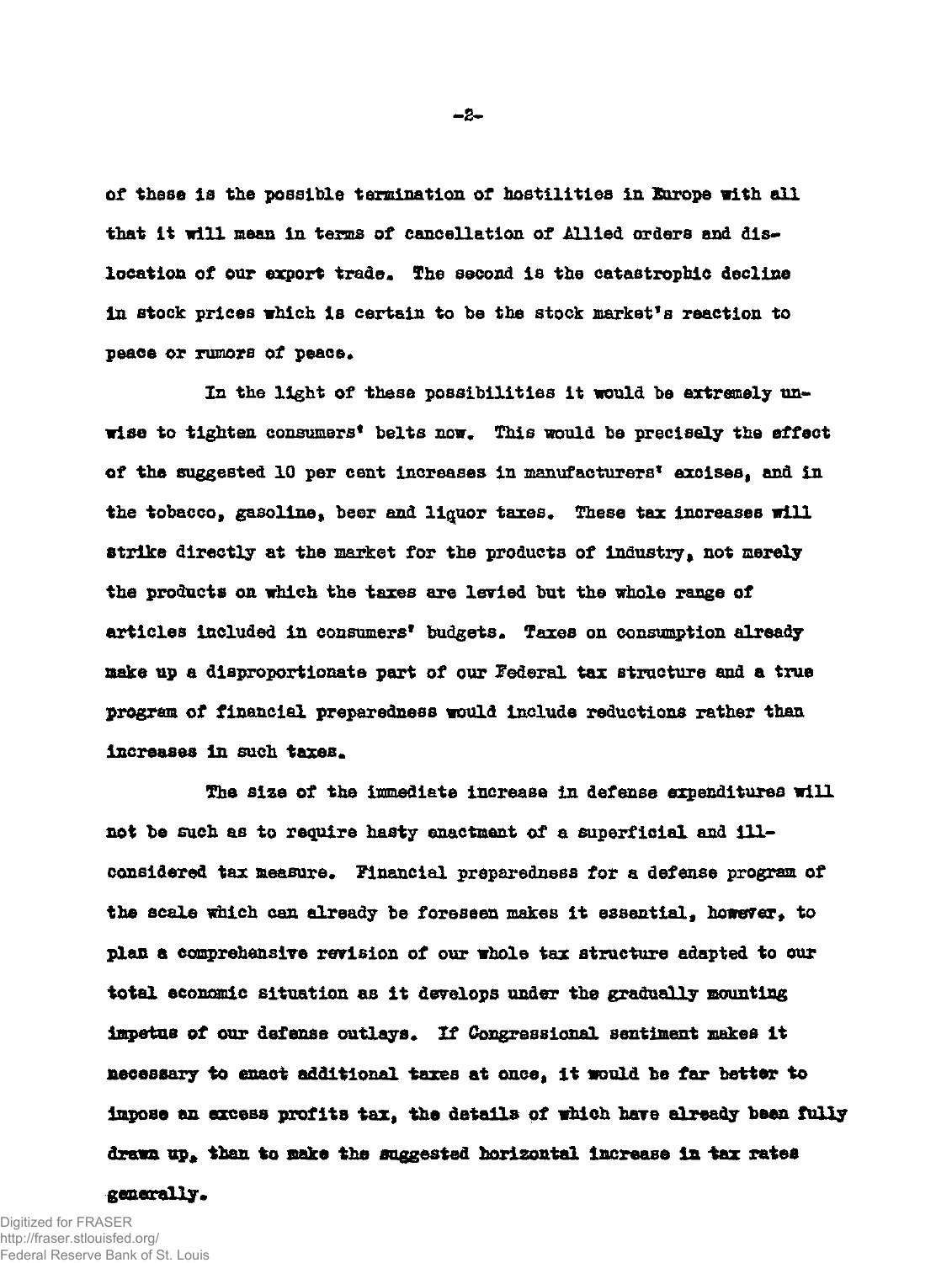of these is the possible termination of hostilities in Europe with all that it will mean in terms of cancellation of Allied orders and dislocation of our export trade. The second is the catastrophic decline in stock prices which is certain to be the stock market's reaction to peace or rumors of peace.

In the light of these possibilities it would be extremely unwise to tighten consumers' belts now. This would be precisely the effect of the suggested 10 per cent increases in manufacturers' excises, and in the tobacco, gasoline, beer and liquor taxes. These tax increases will strike directly at the market for the products of industry, not merely the products on which the taxes are levied but the whole range of articles included in consumers' budgets. Taxes on consumption already make up a disproportionate part of our Federal tax structure and a true program of financial preparedness would include reductions rather than increases in such taxes.

The size of the immediate increase in defense expenditures will not be such as to require hasty enactment of a superficial and ill-considered tax measure. Financial preparedness for a defense program of the scale which can already be foreseen makes it essential, however, to plan a comprehensive revision of our whole tax structure adapted to our total economic situation as it develops under the gradually mounting impetus of our defense outlays. If Congressional sentiment makes it necessary to enact additional taxes at once, it would be far better to impose an excess profits tax, the details of which have already been fully drawn up, than to make the suggested horizontal increase in tax rates generally.